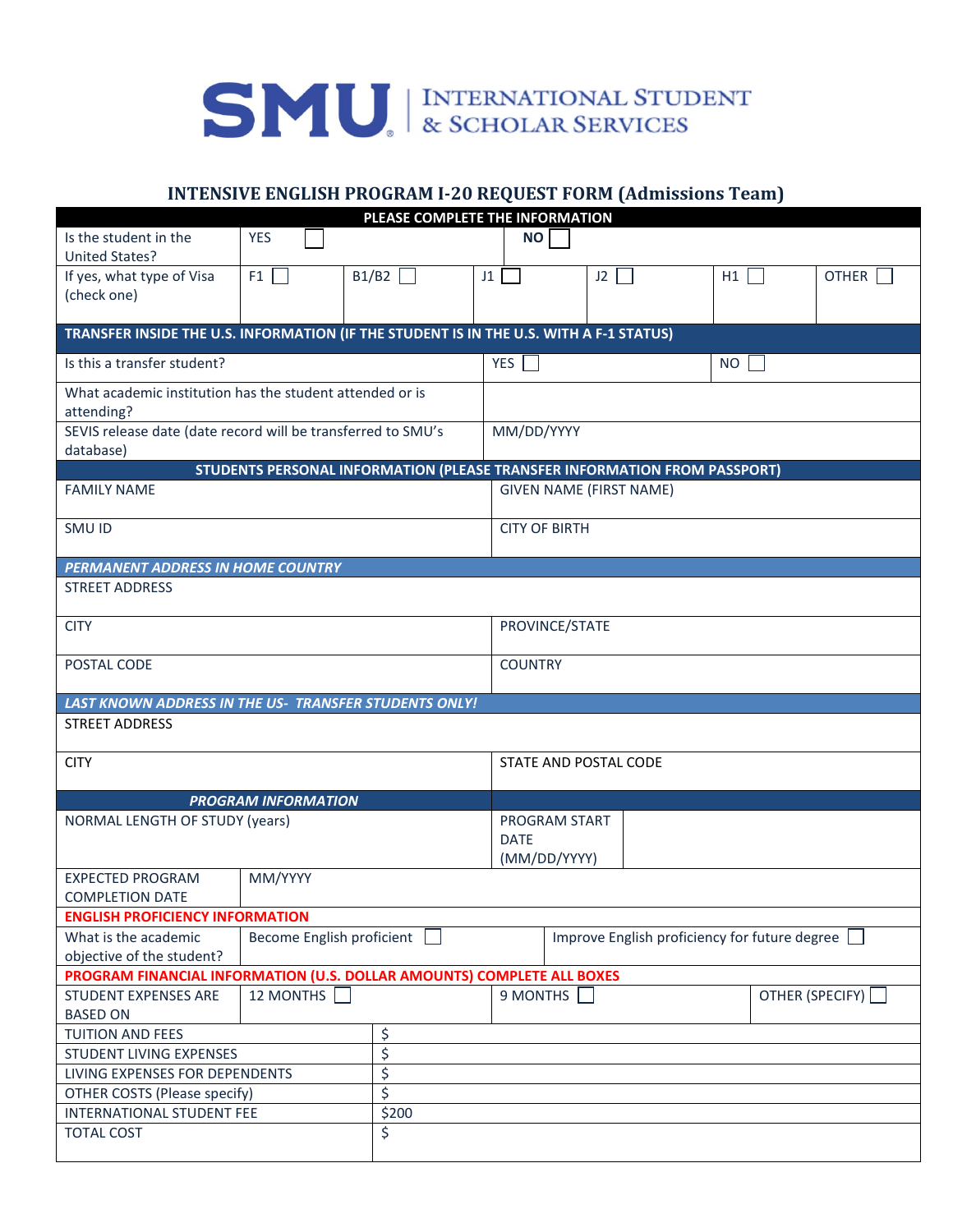**SMU** | INTERNATIONAL STUDENT & SCHOLAR SERVICES

## INTENSIVE ENGLISH PROGRAM I-20 REQUEST FORM (Admissions Team)

| PLEASE COMPLETE THE INFORMATION | | | | | | |
|---|---|---|---|---|---|---|
| Is the student in the United States? | YES ☐ | | | **NO** ☐ | | |
| If yes, what type of Visa (check one) | F1 ☐ | B1/B2 ☐ | J1 ☐ | J2 ☐ | H1 ☐ | OTHER ☐ |

| TRANSFER INSIDE THE U.S. INFORMATION (IF THE STUDENT IS IN THE U.S. WITH A F-1 STATUS) | | |
|---|---|---|
| Is this a transfer student? | YES ☐ | NO ☐ |
| What academic institution has the student attended or is attending? | | |
| SEVIS release date (date record will be transferred to SMU's database) | MM/DD/YYYY | |

| STUDENTS PERSONAL INFORMATION (PLEASE TRANSFER INFORMATION FROM PASSPORT) | |
|---|---|
| FAMILY NAME | GIVEN NAME (FIRST NAME) |
| SMU ID | CITY OF BIRTH |
| ***PERMANENT ADDRESS IN HOME COUNTRY*** | |
| STREET ADDRESS | |
| CITY | PROVINCE/STATE |
| POSTAL CODE | COUNTRY |
| ***LAST KNOWN ADDRESS IN THE US- TRANSFER STUDENTS ONLY!*** | |
| STREET ADDRESS | |
| CITY | STATE AND POSTAL CODE |

| ***PROGRAM INFORMATION*** | | | |
|---|---|---|---|
| NORMAL LENGTH OF STUDY (years) | | PROGRAM START DATE (MM/DD/YYYY) | |
| EXPECTED PROGRAM COMPLETION DATE | MM/YYYY | | |

| **ENGLISH PROFICIENCY INFORMATION** | | |
|---|---|---|
| What is the academic objective of the student? | Become English proficient ☐ | Improve English proficiency for future degree ☐ |

| **PROGRAM FINANCIAL INFORMATION (U.S. DOLLAR AMOUNTS) COMPLETE ALL BOXES** | | | |
|---|---|---|---|
| STUDENT EXPENSES ARE BASED ON | 12 MONTHS ☐ | 9 MONTHS ☐ | OTHER (SPECIFY) ☐ |

| | |
|---|---|
| TUITION AND FEES | $ |
| STUDENT LIVING EXPENSES | $ |
| LIVING EXPENSES FOR DEPENDENTS | $ |
| OTHER COSTS (Please specify) | $ |
| INTERNATIONAL STUDENT FEE | $200 |
| TOTAL COST | $ |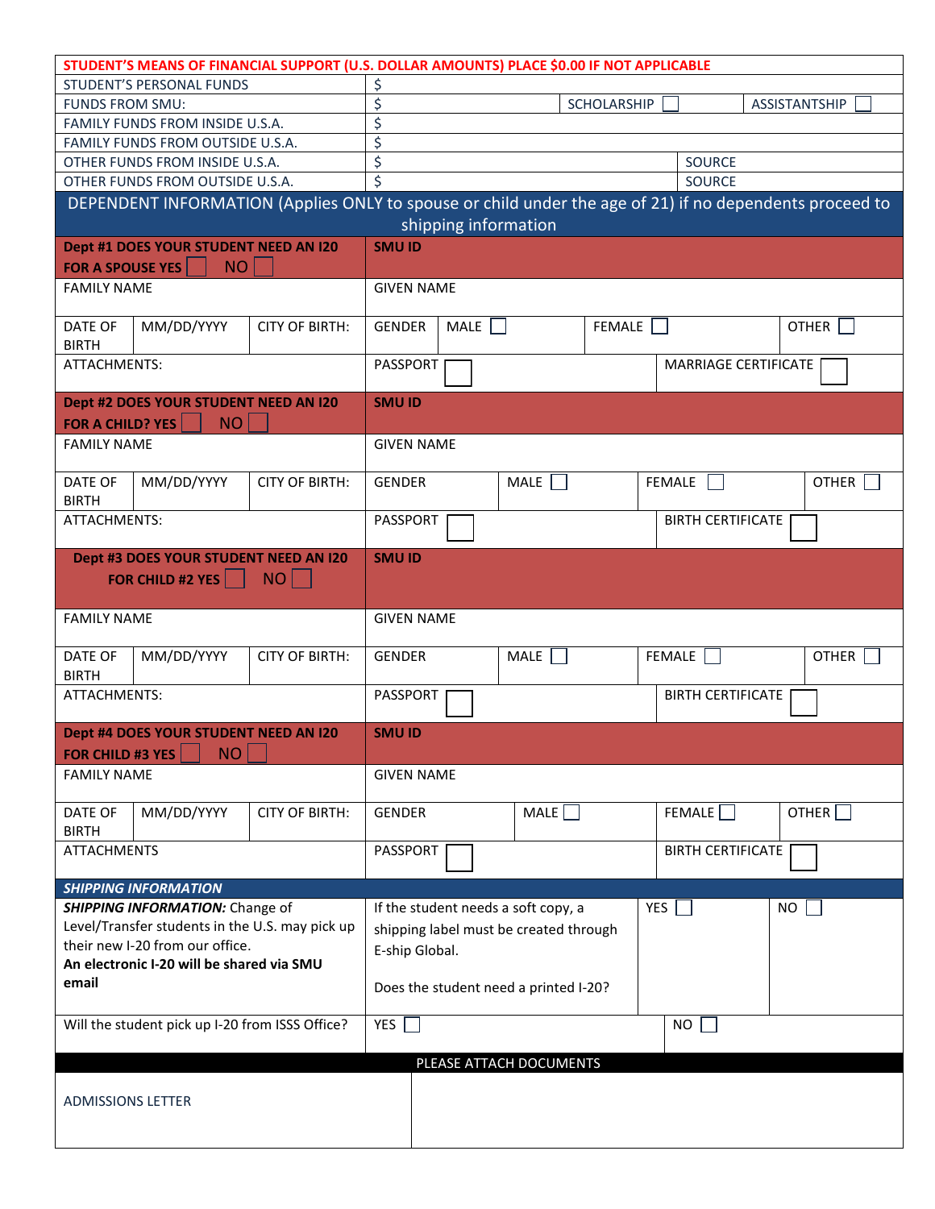| STUDENT'S MEANS OF FINANCIAL SUPPORT (U.S. DOLLAR AMOUNTS) PLACE $0.00 IF NOT APPLICABLE | | | |
|---|---|---|---|
| STUDENT'S PERSONAL FUNDS | $ | | |
| FUNDS FROM SMU: | $ | SCHOLARSHIP ☐ | ASSISTANTSHIP ☐ |
| FAMILY FUNDS FROM INSIDE U.S.A. | $ | | |
| FAMILY FUNDS FROM OUTSIDE U.S.A. | $ | | |
| OTHER FUNDS FROM INSIDE U.S.A. | $ | | SOURCE |
| OTHER FUNDS FROM OUTSIDE U.S.A. | $ | | SOURCE |

## DEPENDENT INFORMATION (Applies ONLY to spouse or child under the age of 21) if no dependents proceed to shipping information

| **Dept #1 DOES YOUR STUDENT NEED AN I20 FOR A SPOUSE YES ☐ NO ☐** | | | **SMU ID** | | | |
|---|---|---|---|---|---|---|
| FAMILY NAME | | | GIVEN NAME | | | |
| DATE OF BIRTH | MM/DD/YYYY | CITY OF BIRTH: | GENDER | MALE ☐ | FEMALE ☐ | OTHER ☐ |
| ATTACHMENTS: | | | PASSPORT ☐ | | MARRIAGE CERTIFICATE ☐ | |

| **Dept #2 DOES YOUR STUDENT NEED AN I20 FOR A CHILD? YES ☐ NO ☐** | | | **SMU ID** | | | |
|---|---|---|---|---|---|---|
| FAMILY NAME | | | GIVEN NAME | | | |
| DATE OF BIRTH | MM/DD/YYYY | CITY OF BIRTH: | GENDER | MALE ☐ | FEMALE ☐ | OTHER ☐ |
| ATTACHMENTS: | | | PASSPORT ☐ | | BIRTH CERTIFICATE ☐ | |

| **Dept #3 DOES YOUR STUDENT NEED AN I20 FOR CHILD #2 YES ☐ NO ☐** | | | **SMU ID** | | | |
|---|---|---|---|---|---|---|
| FAMILY NAME | | | GIVEN NAME | | | |
| DATE OF BIRTH | MM/DD/YYYY | CITY OF BIRTH: | GENDER | MALE ☐ | FEMALE ☐ | OTHER ☐ |
| ATTACHMENTS: | | | PASSPORT ☐ | | BIRTH CERTIFICATE ☐ | |

| **Dept #4 DOES YOUR STUDENT NEED AN I20 FOR CHILD #3 YES ☐ NO ☐** | | | **SMU ID** | | | |
|---|---|---|---|---|---|---|
| FAMILY NAME | | | GIVEN NAME | | | |
| DATE OF BIRTH | MM/DD/YYYY | CITY OF BIRTH: | GENDER | MALE ☐ | FEMALE ☐ | OTHER ☐ |
| ATTACHMENTS | | | PASSPORT ☐ | | BIRTH CERTIFICATE ☐ | |

## *SHIPPING INFORMATION*

| ***SHIPPING INFORMATION:*** Change of Level/Transfer students in the U.S. may pick up their new I-20 from our office. **An electronic I-20 will be shared via SMU email** | If the student needs a soft copy, a shipping label must be created through E-ship Global. Does the student need a printed I-20? | YES ☐ | NO ☐ |
|---|---|---|---|
| Will the student pick up I-20 from ISSS Office? | YES ☐ | NO ☐ | |

| PLEASE ATTACH DOCUMENTS | |
|---|---|
| ADMISSIONS LETTER | |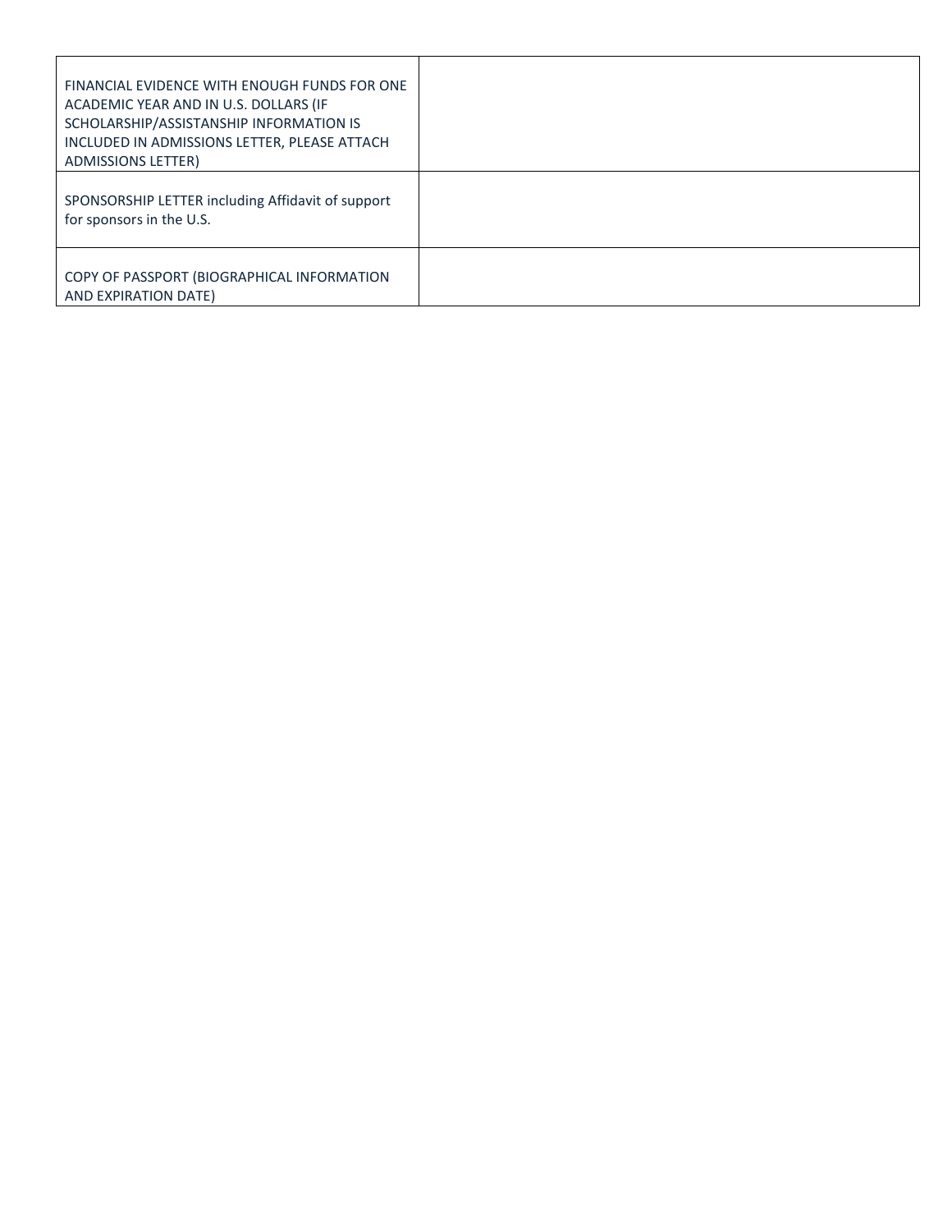| | |
|---|---|
| FINANCIAL EVIDENCE WITH ENOUGH FUNDS FOR ONE ACADEMIC YEAR AND IN U.S. DOLLARS (IF SCHOLARSHIP/ASSISTANSHIP INFORMATION IS INCLUDED IN ADMISSIONS LETTER, PLEASE ATTACH ADMISSIONS LETTER) | |
| SPONSORSHIP LETTER including Affidavit of support for sponsors in the U.S. | |
| COPY OF PASSPORT (BIOGRAPHICAL INFORMATION AND EXPIRATION DATE) | |